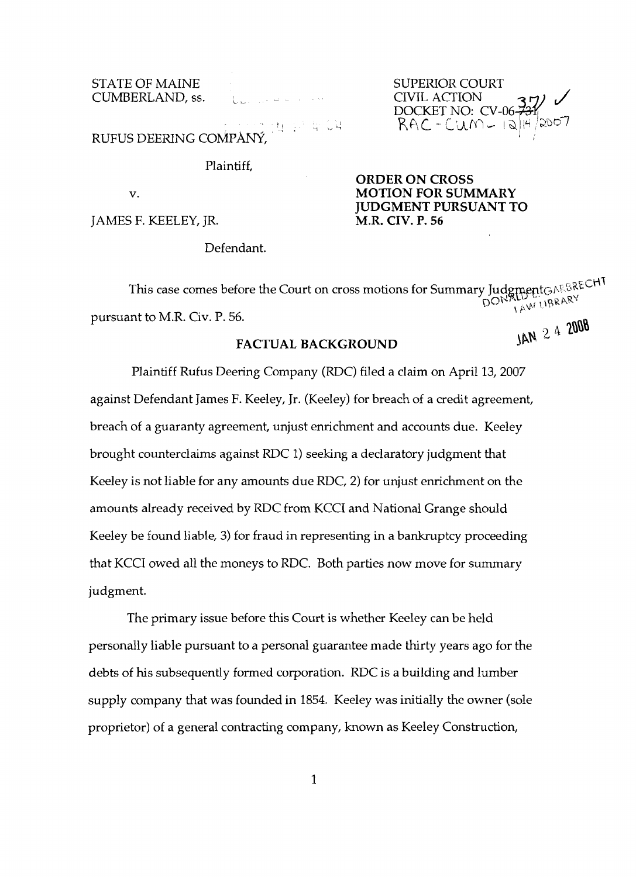STATE OF MAINE
CUMBERLAND, ss.

SUPERIOR COURT
CIVIL ACTION
DOCKET NO: CV-06-731
RAC - CUM - 12/14/2007

RUFUS DEERING COMPANY,

Plaintiff,

v.

JAMES F. KEELEY, JR.

Defendant.

**ORDER ON CROSS MOTION FOR SUMMARY JUDGMENT PURSUANT TO M.R. CIV. P. 56**

DONALD L. GARBRECHT
LAW LIBRARY

JAN 24 2008

This case comes before the Court on cross motions for Summary Judgment pursuant to M.R. Civ. P. 56.

## FACTUAL BACKGROUND

Plaintiff Rufus Deering Company (RDC) filed a claim on April 13, 2007 against Defendant James F. Keeley, Jr. (Keeley) for breach of a credit agreement, breach of a guaranty agreement, unjust enrichment and accounts due. Keeley brought counterclaims against RDC 1) seeking a declaratory judgment that Keeley is not liable for any amounts due RDC, 2) for unjust enrichment on the amounts already received by RDC from KCCI and National Grange should Keeley be found liable, 3) for fraud in representing in a bankruptcy proceeding that KCCI owed all the moneys to RDC. Both parties now move for summary judgment.

The primary issue before this Court is whether Keeley can be held personally liable pursuant to a personal guarantee made thirty years ago for the debts of his subsequently formed corporation. RDC is a building and lumber supply company that was founded in 1854. Keeley was initially the owner (sole proprietor) of a general contracting company, known as Keeley Construction,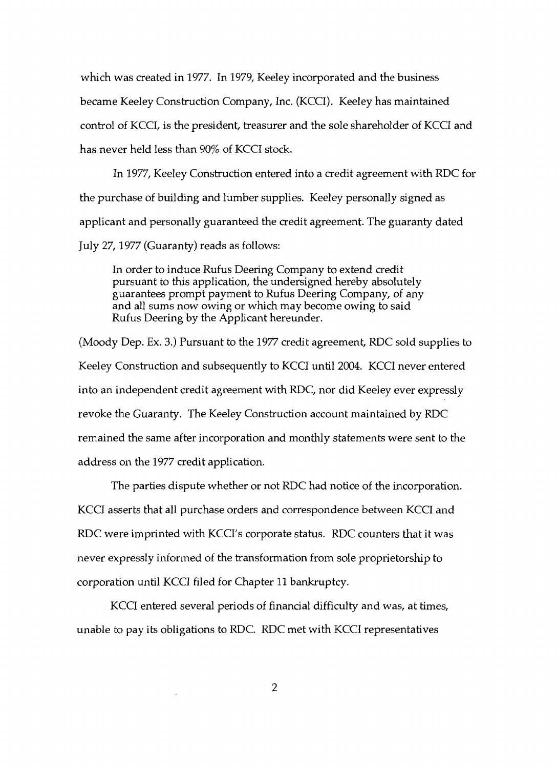which was created in 1977. In 1979, Keeley incorporated and the business became Keeley Construction Company, Inc. (KCCI). Keeley has maintained control of KCCI, is the president, treasurer and the sole shareholder of KCCI and has never held less than 90% of KCCI stock.

In 1977, Keeley Construction entered into a credit agreement with RDC for the purchase of building and lumber supplies. Keeley personally signed as applicant and personally guaranteed the credit agreement. The guaranty dated July 27, 1977 (Guaranty) reads as follows:

> In order to induce Rufus Deering Company to extend credit pursuant to this application, the undersigned hereby absolutely guarantees prompt payment to Rufus Deering Company, of any and all sums now owing or which may become owing to said Rufus Deering by the Applicant hereunder.

(Moody Dep. Ex. 3.) Pursuant to the 1977 credit agreement, RDC sold supplies to Keeley Construction and subsequently to KCCI until 2004. KCCI never entered into an independent credit agreement with RDC, nor did Keeley ever expressly revoke the Guaranty. The Keeley Construction account maintained by RDC remained the same after incorporation and monthly statements were sent to the address on the 1977 credit application.

The parties dispute whether or not RDC had notice of the incorporation. KCCI asserts that all purchase orders and correspondence between KCCI and RDC were imprinted with KCCI's corporate status. RDC counters that it was never expressly informed of the transformation from sole proprietorship to corporation until KCCI filed for Chapter 11 bankruptcy.

KCCI entered several periods of financial difficulty and was, at times, unable to pay its obligations to RDC. RDC met with KCCI representatives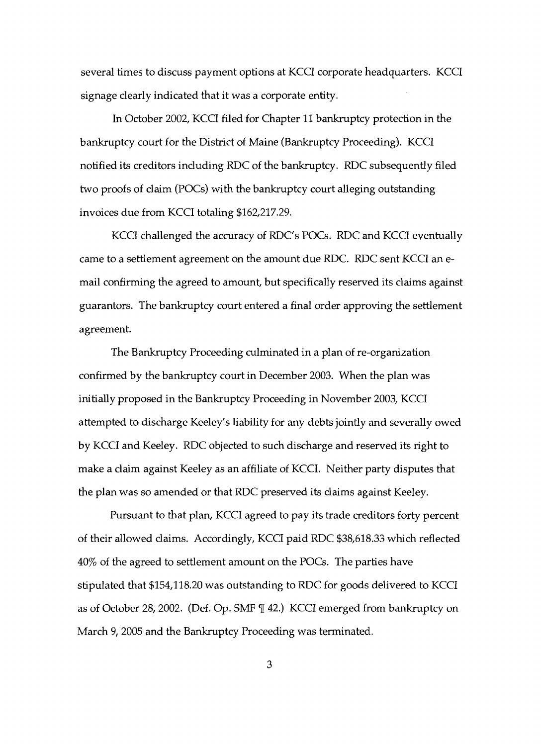several times to discuss payment options at KCCI corporate headquarters. KCCI signage clearly indicated that it was a corporate entity.

In October 2002, KCCI filed for Chapter 11 bankruptcy protection in the bankruptcy court for the District of Maine (Bankruptcy Proceeding). KCCI notified its creditors including RDC of the bankruptcy. RDC subsequently filed two proofs of claim (POCs) with the bankruptcy court alleging outstanding invoices due from KCCI totaling $162,217.29.

KCCI challenged the accuracy of RDC's POCs. RDC and KCCI eventually came to a settlement agreement on the amount due RDC. RDC sent KCCI an e-mail confirming the agreed to amount, but specifically reserved its claims against guarantors. The bankruptcy court entered a final order approving the settlement agreement.

The Bankruptcy Proceeding culminated in a plan of re-organization confirmed by the bankruptcy court in December 2003. When the plan was initially proposed in the Bankruptcy Proceeding in November 2003, KCCI attempted to discharge Keeley's liability for any debts jointly and severally owed by KCCI and Keeley. RDC objected to such discharge and reserved its right to make a claim against Keeley as an affiliate of KCCI. Neither party disputes that the plan was so amended or that RDC preserved its claims against Keeley.

Pursuant to that plan, KCCI agreed to pay its trade creditors forty percent of their allowed claims. Accordingly, KCCI paid RDC $38,618.33 which reflected 40% of the agreed to settlement amount on the POCs. The parties have stipulated that $154,118.20 was outstanding to RDC for goods delivered to KCCI as of October 28, 2002. (Def. Op. SMF ¶ 42.) KCCI emerged from bankruptcy on March 9, 2005 and the Bankruptcy Proceeding was terminated.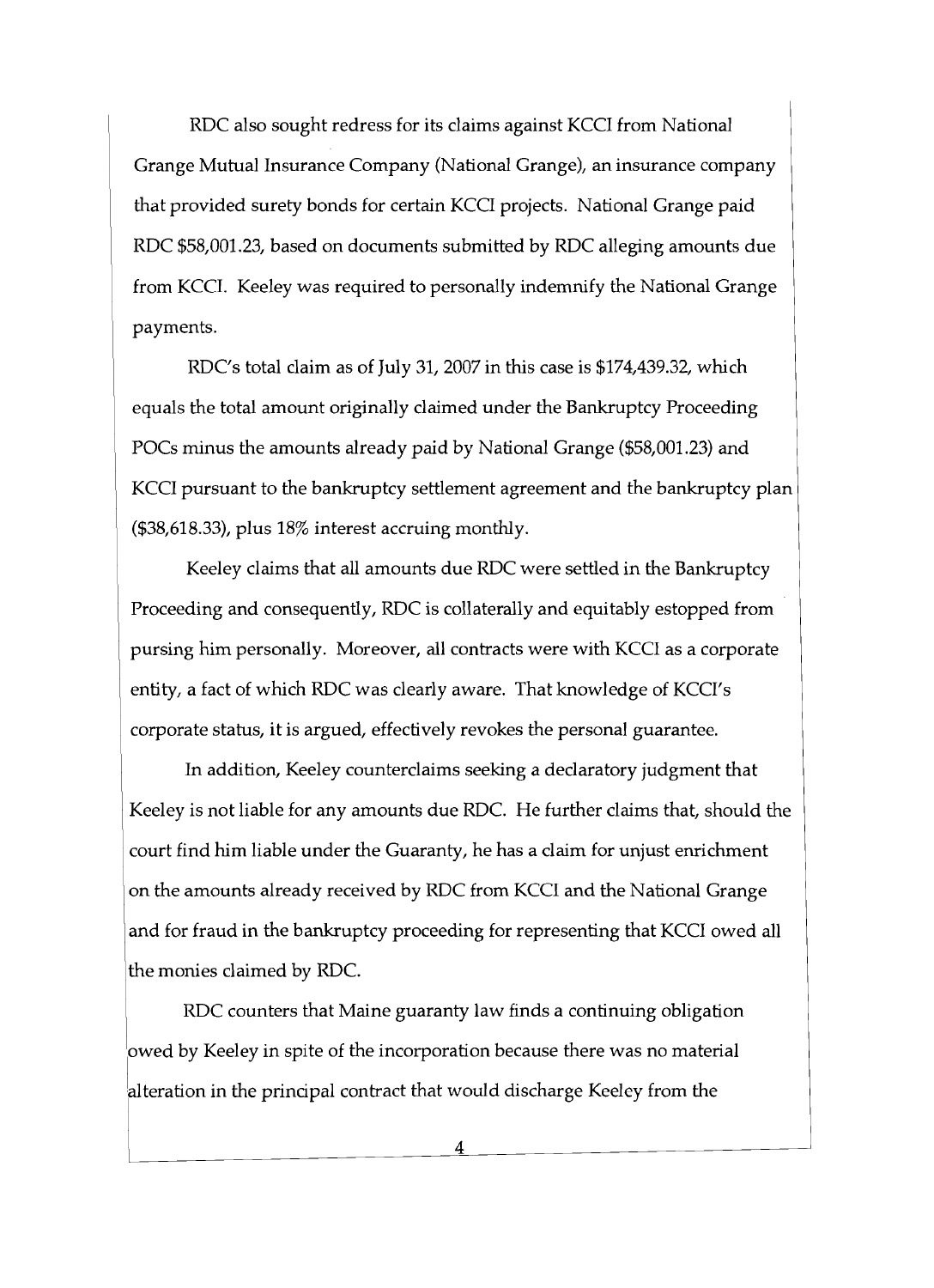RDC also sought redress for its claims against KCCI from National Grange Mutual Insurance Company (National Grange), an insurance company that provided surety bonds for certain KCCI projects. National Grange paid RDC $58,001.23, based on documents submitted by RDC alleging amounts due from KCCI. Keeley was required to personally indemnify the National Grange payments.

RDC's total claim as of July 31, 2007 in this case is $174,439.32, which equals the total amount originally claimed under the Bankruptcy Proceeding POCs minus the amounts already paid by National Grange ($58,001.23) and KCCI pursuant to the bankruptcy settlement agreement and the bankruptcy plan ($38,618.33), plus 18% interest accruing monthly.

Keeley claims that all amounts due RDC were settled in the Bankruptcy Proceeding and consequently, RDC is collaterally and equitably estopped from pursuing him personally. Moreover, all contracts were with KCCI as a corporate entity, a fact of which RDC was clearly aware. That knowledge of KCCI's corporate status, it is argued, effectively revokes the personal guarantee.

In addition, Keeley counterclaims seeking a declaratory judgment that Keeley is not liable for any amounts due RDC. He further claims that, should the court find him liable under the Guaranty, he has a claim for unjust enrichment on the amounts already received by RDC from KCCI and the National Grange and for fraud in the bankruptcy proceeding for representing that KCCI owed all the monies claimed by RDC.

RDC counters that Maine guaranty law finds a continuing obligation owed by Keeley in spite of the incorporation because there was no material alteration in the principal contract that would discharge Keeley from the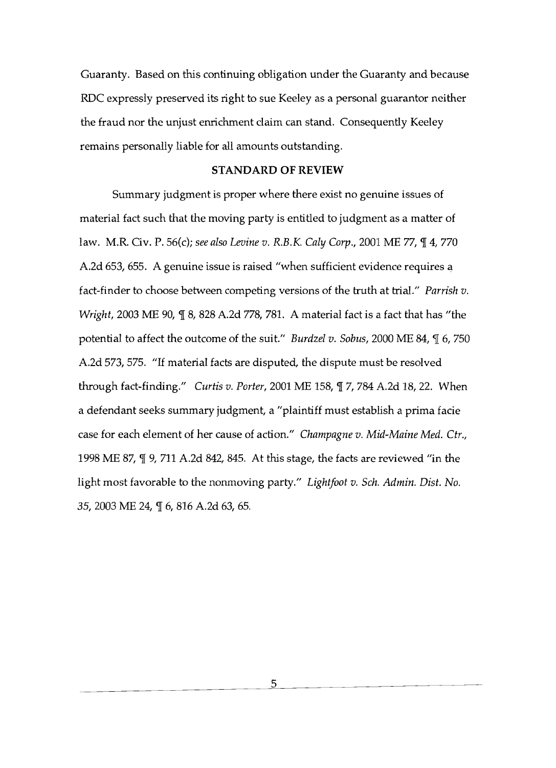Guaranty. Based on this continuing obligation under the Guaranty and because RDC expressly preserved its right to sue Keeley as a personal guarantor neither the fraud nor the unjust enrichment claim can stand. Consequently Keeley remains personally liable for all amounts outstanding.

## STANDARD OF REVIEW

Summary judgment is proper where there exist no genuine issues of material fact such that the moving party is entitled to judgment as a matter of law. M.R. Civ. P. 56(c); *see also Levine v. R.B.K. Caly Corp.*, 2001 ME 77, ¶ 4, 770 A.2d 653, 655. A genuine issue is raised "when sufficient evidence requires a fact-finder to choose between competing versions of the truth at trial." *Parrish v. Wright*, 2003 ME 90, ¶ 8, 828 A.2d 778, 781. A material fact is a fact that has "the potential to affect the outcome of the suit." *Burdzel v. Sobus*, 2000 ME 84, ¶ 6, 750 A.2d 573, 575. "If material facts are disputed, the dispute must be resolved through fact-finding." *Curtis v. Porter*, 2001 ME 158, ¶ 7, 784 A.2d 18, 22. When a defendant seeks summary judgment, a "plaintiff must establish a prima facie case for each element of her cause of action." *Champagne v. Mid-Maine Med. Ctr.*, 1998 ME 87, ¶ 9, 711 A.2d 842, 845. At this stage, the facts are reviewed "in the light most favorable to the nonmoving party." *Lightfoot v. Sch. Admin. Dist. No. 35*, 2003 ME 24, ¶ 6, 816 A.2d 63, 65.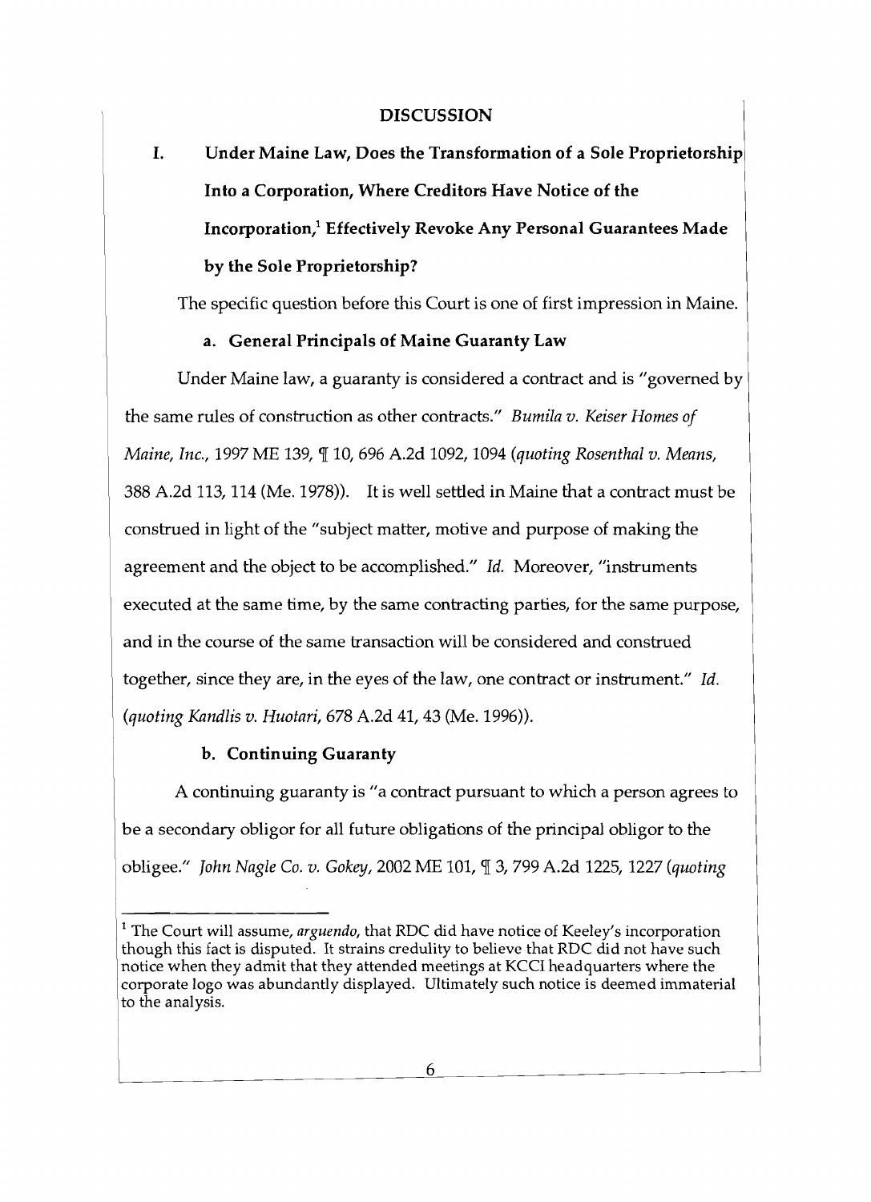## DISCUSSION

### I. Under Maine Law, Does the Transformation of a Sole Proprietorship Into a Corporation, Where Creditors Have Notice of the Incorporation,[1] Effectively Revoke Any Personal Guarantees Made by the Sole Proprietorship?

The specific question before this Court is one of first impression in Maine.

#### a. General Principals of Maine Guaranty Law

Under Maine law, a guaranty is considered a contract and is "governed by the same rules of construction as other contracts." *Bumila v. Keiser Homes of Maine, Inc.*, 1997 ME 139, ¶ 10, 696 A.2d 1092, 1094 (*quoting Rosenthal v. Means*, 388 A.2d 113, 114 (Me. 1978)). It is well settled in Maine that a contract must be construed in light of the "subject matter, motive and purpose of making the agreement and the object to be accomplished." *Id.* Moreover, "instruments executed at the same time, by the same contracting parties, for the same purpose, and in the course of the same transaction will be considered and construed together, since they are, in the eyes of the law, one contract or instrument." *Id.* (*quoting Kandlis v. Huotari*, 678 A.2d 41, 43 (Me. 1996)).

#### b. Continuing Guaranty

A continuing guaranty is "a contract pursuant to which a person agrees to be a secondary obligor for all future obligations of the principal obligor to the obligee." *John Nagle Co. v. Gokey*, 2002 ME 101, ¶ 3, 799 A.2d 1225, 1227 (*quoting*

---

[1] The Court will assume, *arguendo*, that RDC did have notice of Keeley's incorporation though this fact is disputed. It strains credulity to believe that RDC did not have such notice when they admit that they attended meetings at KCCI headquarters where the corporate logo was abundantly displayed. Ultimately such notice is deemed immaterial to the analysis.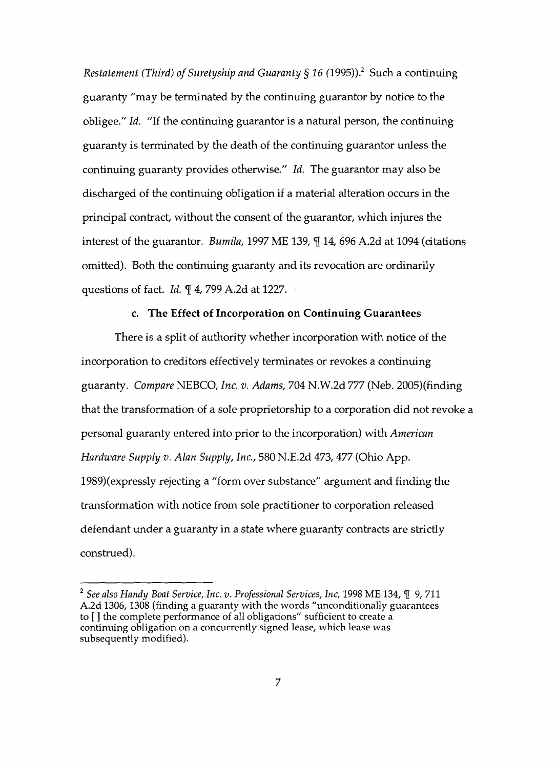*Restatement (Third) of Suretyship and Guaranty § 16* (1995)).[2] Such a continuing guaranty "may be terminated by the continuing guarantor by notice to the obligee." *Id.* "If the continuing guarantor is a natural person, the continuing guaranty is terminated by the death of the continuing guarantor unless the continuing guaranty provides otherwise." *Id.* The guarantor may also be discharged of the continuing obligation if a material alteration occurs in the principal contract, without the consent of the guarantor, which injures the interest of the guarantor. *Bumila,* 1997 ME 139, ¶ 14, 696 A.2d at 1094 (citations omitted). Both the continuing guaranty and its revocation are ordinarily questions of fact. *Id.* ¶ 4, 799 A.2d at 1227.

**c. The Effect of Incorporation on Continuing Guarantees**

There is a split of authority whether incorporation with notice of the incorporation to creditors effectively terminates or revokes a continuing guaranty. *Compare* NEBCO, *Inc. v. Adams,* 704 N.W.2d 777 (Neb. 2005)(finding that the transformation of a sole proprietorship to a corporation did not revoke a personal guaranty entered into prior to the incorporation) with *American Hardware Supply v. Alan Supply, Inc.*, 580 N.E.2d 473, 477 (Ohio App. 1989)(expressly rejecting a "form over substance" argument and finding the transformation with notice from sole practitioner to corporation released defendant under a guaranty in a state where guaranty contracts are strictly construed).

---

[2] *See also Handy Boat Service, Inc. v. Professional Services, Inc,* 1998 ME 134, ¶ 9, 711 A.2d 1306, 1308 (finding a guaranty with the words "unconditionally guarantees to [ ] the complete performance of all obligations" sufficient to create a continuing obligation on a concurrently signed lease, which lease was subsequently modified).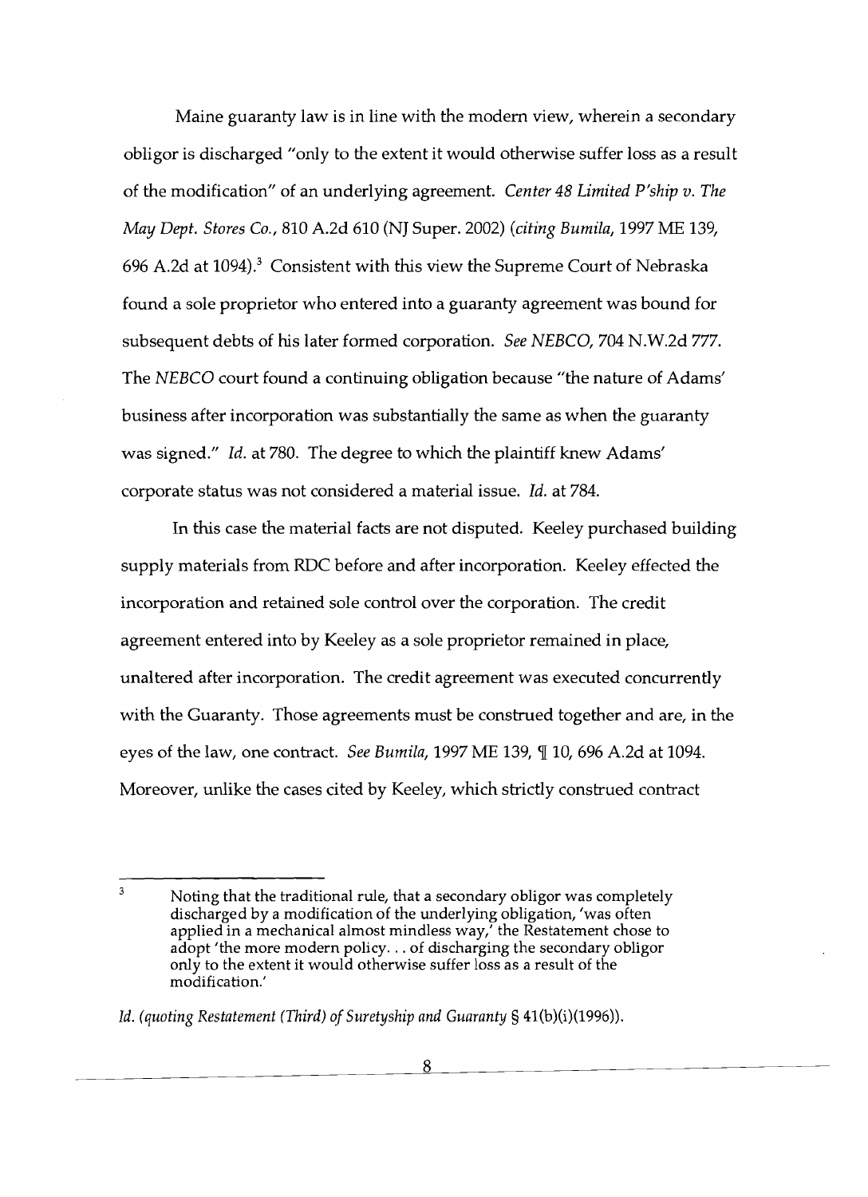Maine guaranty law is in line with the modern view, wherein a secondary obligor is discharged "only to the extent it would otherwise suffer loss as a result of the modification" of an underlying agreement. *Center 48 Limited P'ship v. The May Dept. Stores Co.*, 810 A.2d 610 (NJ Super. 2002) (*citing Bumila*, 1997 ME 139, 696 A.2d at 1094).[3] Consistent with this view the Supreme Court of Nebraska found a sole proprietor who entered into a guaranty agreement was bound for subsequent debts of his later formed corporation. *See NEBCO*, 704 N.W.2d 777. The *NEBCO* court found a continuing obligation because "the nature of Adams' business after incorporation was substantially the same as when the guaranty was signed." *Id.* at 780. The degree to which the plaintiff knew Adams' corporate status was not considered a material issue. *Id.* at 784.

In this case the material facts are not disputed. Keeley purchased building supply materials from RDC before and after incorporation. Keeley effected the incorporation and retained sole control over the corporation. The credit agreement entered into by Keeley as a sole proprietor remained in place, unaltered after incorporation. The credit agreement was executed concurrently with the Guaranty. Those agreements must be construed together and are, in the eyes of the law, one contract. *See Bumila*, 1997 ME 139, ¶ 10, 696 A.2d at 1094. Moreover, unlike the cases cited by Keeley, which strictly construed contract

---

[3] Noting that the traditional rule, that a secondary obligor was completely discharged by a modification of the underlying obligation, 'was often applied in a mechanical almost mindless way,' the Restatement chose to adopt 'the more modern policy. . . of discharging the secondary obligor only to the extent it would otherwise suffer loss as a result of the modification.'

*Id. (quoting Restatement (Third) of Suretyship and Guaranty* § 41(b)(i)(1996)).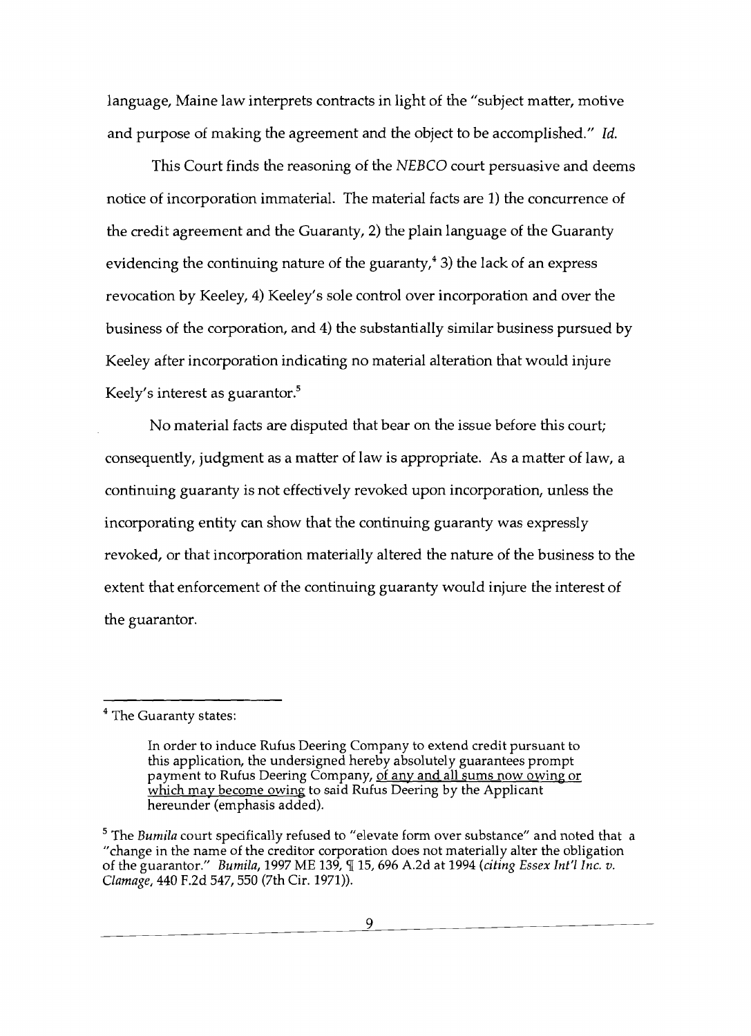language, Maine law interprets contracts in light of the "subject matter, motive and purpose of making the agreement and the object to be accomplished." *Id.*

This Court finds the reasoning of the *NEBCO* court persuasive and deems notice of incorporation immaterial. The material facts are 1) the concurrence of the credit agreement and the Guaranty, 2) the plain language of the Guaranty evidencing the continuing nature of the guaranty,[4] 3) the lack of an express revocation by Keeley, 4) Keeley's sole control over incorporation and over the business of the corporation, and 4) the substantially similar business pursued by Keeley after incorporation indicating no material alteration that would injure Keely's interest as guarantor.[5]

No material facts are disputed that bear on the issue before this court; consequently, judgment as a matter of law is appropriate. As a matter of law, a continuing guaranty is not effectively revoked upon incorporation, unless the incorporating entity can show that the continuing guaranty was expressly revoked, or that incorporation materially altered the nature of the business to the extent that enforcement of the continuing guaranty would injure the interest of the guarantor.

---

[4] The Guaranty states:

> In order to induce Rufus Deering Company to extend credit pursuant to this application, the undersigned hereby absolutely guarantees prompt payment to Rufus Deering Company, <u>of any and all sums now owing or which may become owing</u> to said Rufus Deering by the Applicant hereunder (emphasis added).

[5] The *Bumila* court specifically refused to "elevate form over substance" and noted that a "change in the name of the creditor corporation does not materially alter the obligation of the guarantor." *Bumila*, 1997 ME 139, ¶ 15, 696 A.2d at 1994 (*citing Essex Int'l Inc. v. Clamage*, 440 F.2d 547, 550 (7th Cir. 1971)).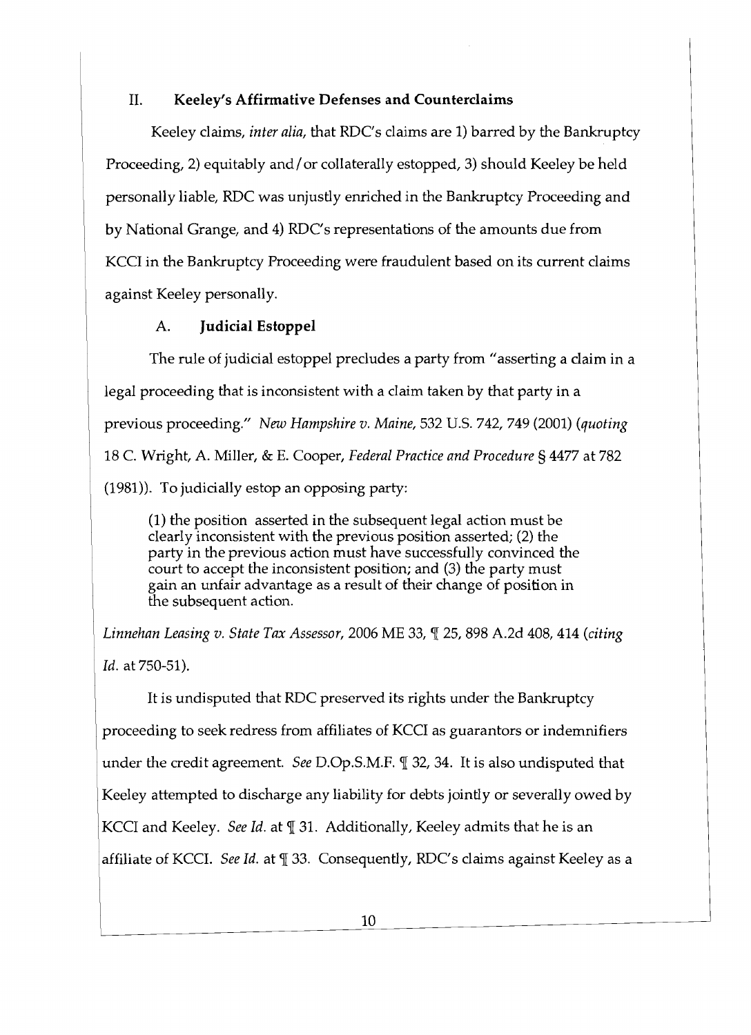## II. Keeley's Affirmative Defenses and Counterclaims

Keeley claims, *inter alia*, that RDC's claims are 1) barred by the Bankruptcy Proceeding, 2) equitably and/or collaterally estopped, 3) should Keeley be held personally liable, RDC was unjustly enriched in the Bankruptcy Proceeding and by National Grange, and 4) RDC's representations of the amounts due from KCCI in the Bankruptcy Proceeding were fraudulent based on its current claims against Keeley personally.

### A. Judicial Estoppel

The rule of judicial estoppel precludes a party from "asserting a claim in a legal proceeding that is inconsistent with a claim taken by that party in a previous proceeding." *New Hampshire v. Maine*, 532 U.S. 742, 749 (2001) (*quoting* 18 C. Wright, A. Miller, & E. Cooper, *Federal Practice and Procedure* § 4477 at 782 (1981)). To judicially estop an opposing party:

> (1) the position asserted in the subsequent legal action must be clearly inconsistent with the previous position asserted; (2) the party in the previous action must have successfully convinced the court to accept the inconsistent position; and (3) the party must gain an unfair advantage as a result of their change of position in the subsequent action.

*Linnehan Leasing v. State Tax Assessor*, 2006 ME 33, ¶ 25, 898 A.2d 408, 414 (*citing Id.* at 750-51).

It is undisputed that RDC preserved its rights under the Bankruptcy proceeding to seek redress from affiliates of KCCI as guarantors or indemnifiers under the credit agreement. *See* D.Op.S.M.F. ¶ 32, 34. It is also undisputed that Keeley attempted to discharge any liability for debts jointly or severally owed by KCCI and Keeley. *See Id.* at ¶ 31. Additionally, Keeley admits that he is an affiliate of KCCI. *See Id.* at ¶ 33. Consequently, RDC's claims against Keeley as a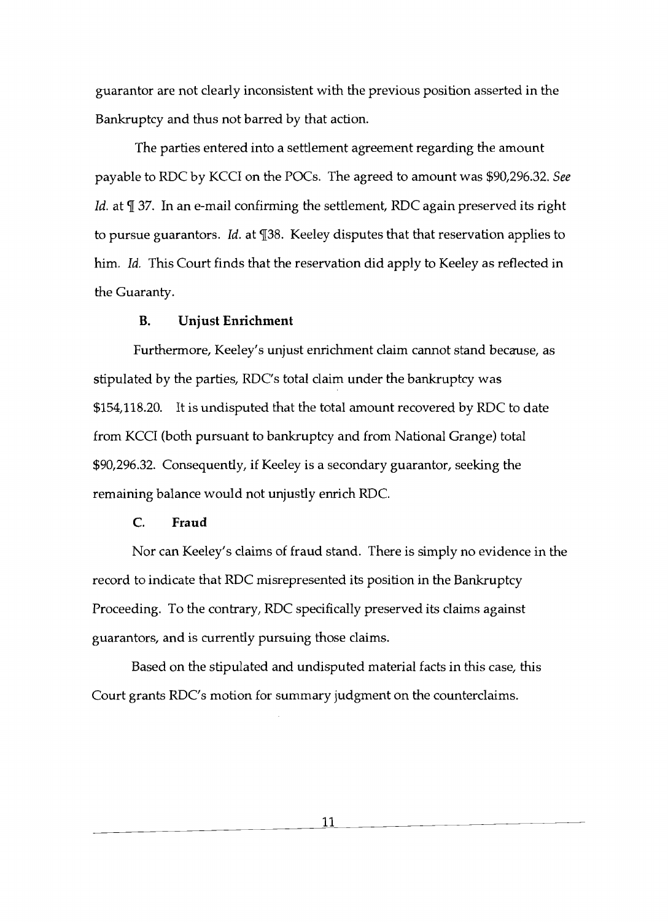guarantor are not clearly inconsistent with the previous position asserted in the Bankruptcy and thus not barred by that action.

The parties entered into a settlement agreement regarding the amount payable to RDC by KCCI on the POCs. The agreed to amount was $90,296.32. *See Id.* at ¶ 37. In an e-mail confirming the settlement, RDC again preserved its right to pursue guarantors. *Id.* at ¶38. Keeley disputes that that reservation applies to him. *Id.* This Court finds that the reservation did apply to Keeley as reflected in the Guaranty.

### B. Unjust Enrichment

Furthermore, Keeley's unjust enrichment claim cannot stand because, as stipulated by the parties, RDC's total claim under the bankruptcy was $154,118.20. It is undisputed that the total amount recovered by RDC to date from KCCI (both pursuant to bankruptcy and from National Grange) total $90,296.32. Consequently, if Keeley is a secondary guarantor, seeking the remaining balance would not unjustly enrich RDC.

### C. Fraud

Nor can Keeley's claims of fraud stand. There is simply no evidence in the record to indicate that RDC misrepresented its position in the Bankruptcy Proceeding. To the contrary, RDC specifically preserved its claims against guarantors, and is currently pursuing those claims.

Based on the stipulated and undisputed material facts in this case, this Court grants RDC's motion for summary judgment on the counterclaims.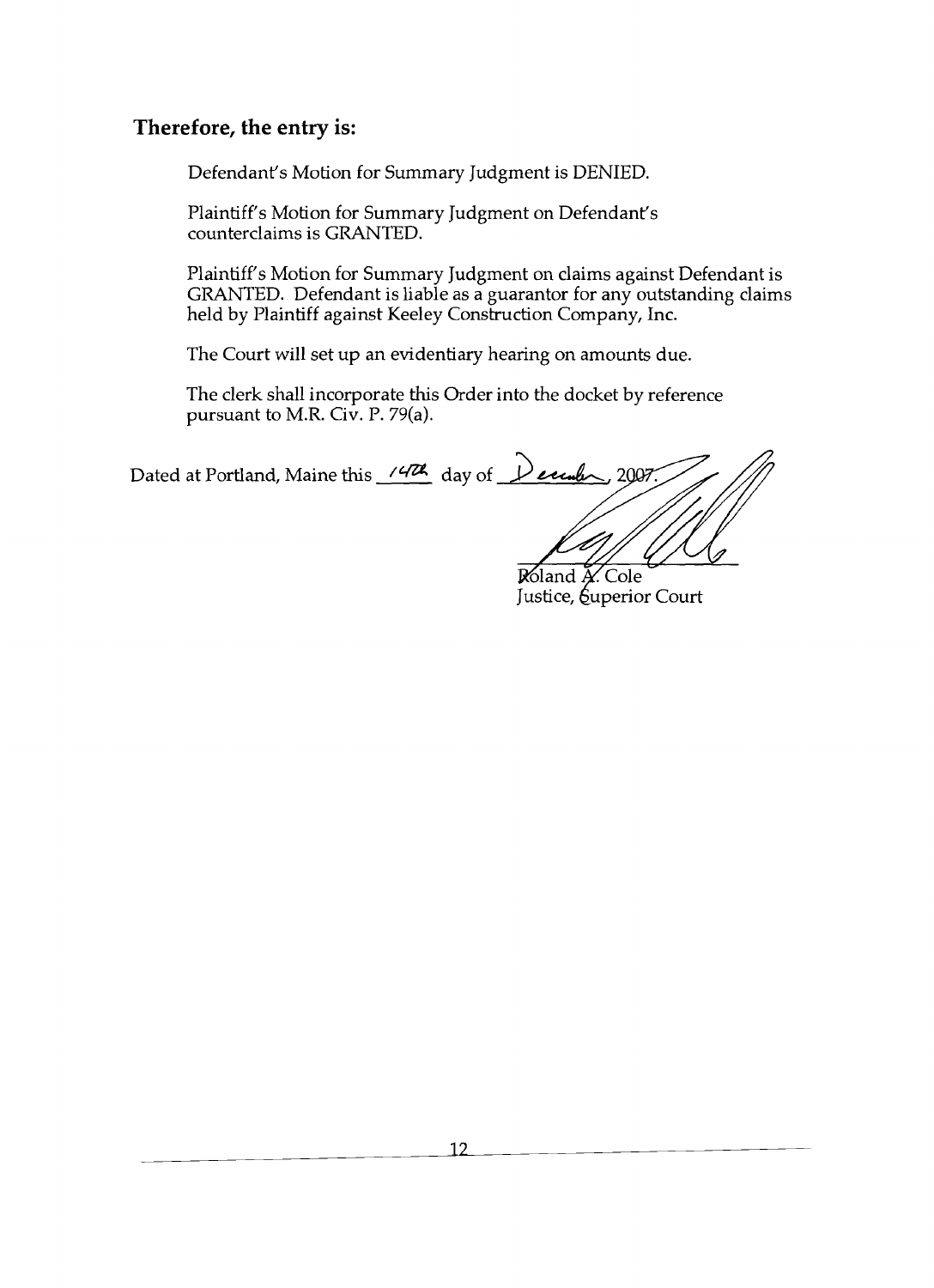**Therefore, the entry is:**

Defendant's Motion for Summary Judgment is DENIED.

Plaintiff's Motion for Summary Judgment on Defendant's counterclaims is GRANTED.

Plaintiff's Motion for Summary Judgment on claims against Defendant is GRANTED. Defendant is liable as a guarantor for any outstanding claims held by Plaintiff against Keeley Construction Company, Inc.

The Court will set up an evidentiary hearing on amounts due.

The clerk shall incorporate this Order into the docket by reference pursuant to M.R. Civ. P. 79(a).

Dated at Portland, Maine this 14th day of December, 2007.

Roland A. Cole
Justice, Superior Court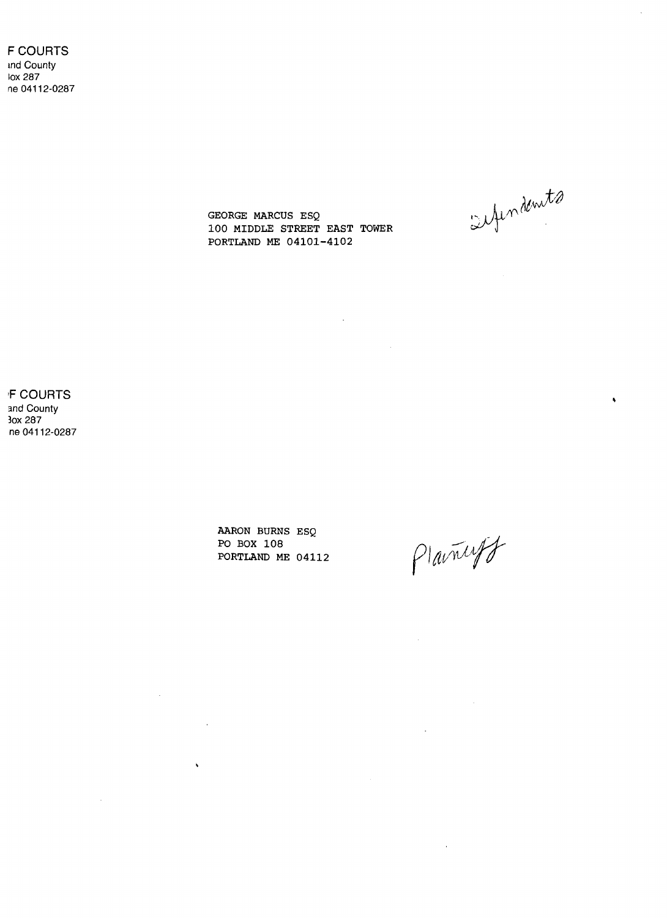F COURTS
nd County
ox 287
ne 04112-0287

GEORGE MARCUS ESQ
100 MIDDLE STREET EAST TOWER
PORTLAND ME 04101-4102

Defendants

F COURTS
and County
Box 287
ne 04112-0287

AARON BURNS ESQ
PO BOX 108
PORTLAND ME 04112

Plaintiff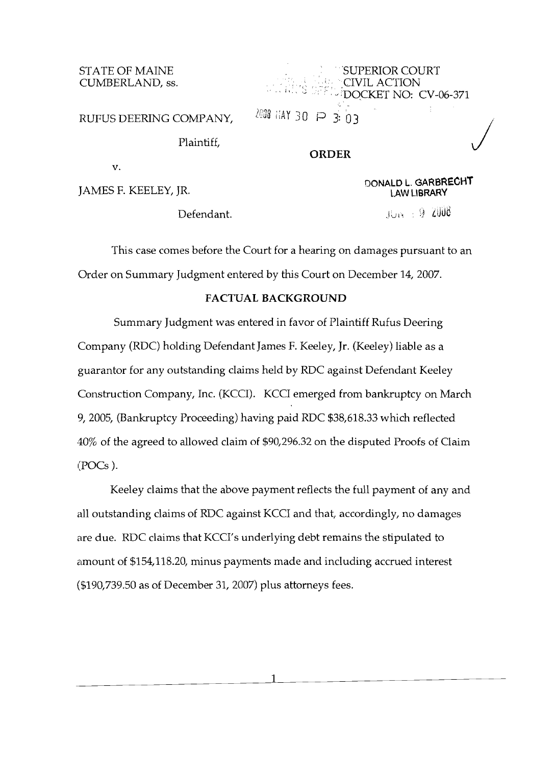STATE OF MAINE
CUMBERLAND, ss.

SUPERIOR COURT
CIVIL ACTION
DOCKET NO: CV-06-371

RUFUS DEERING COMPANY,

2008 MAY 30 P 3:03

Plaintiff,

**ORDER**

v.

JAMES F. KEELEY, JR.

DONALD L. GARBRECHT
LAW LIBRARY

Defendant.

JUN 9 2008

This case comes before the Court for a hearing on damages pursuant to an Order on Summary Judgment entered by this Court on December 14, 2007.

## FACTUAL BACKGROUND

Summary Judgment was entered in favor of Plaintiff Rufus Deering Company (RDC) holding Defendant James F. Keeley, Jr. (Keeley) liable as a guarantor for any outstanding claims held by RDC against Defendant Keeley Construction Company, Inc. (KCCI). KCCI emerged from bankruptcy on March 9, 2005, (Bankruptcy Proceeding) having paid RDC $38,618.33 which reflected 40% of the agreed to allowed claim of $90,296.32 on the disputed Proofs of Claim (POCs).

Keeley claims that the above payment reflects the full payment of any and all outstanding claims of RDC against KCCI and that, accordingly, no damages are due. RDC claims that KCCI's underlying debt remains the stipulated to amount of $154,118.20, minus payments made and including accrued interest ($190,739.50 as of December 31, 2007) plus attorneys fees.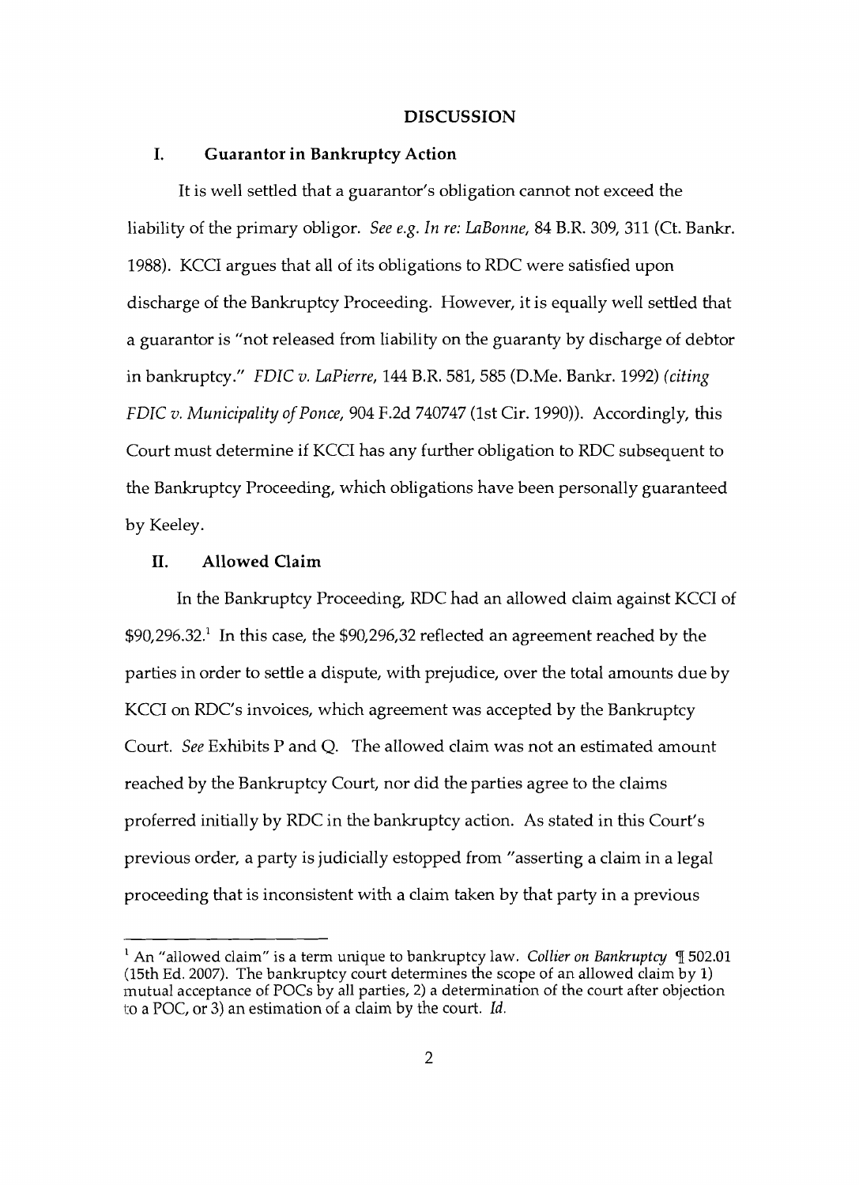## DISCUSSION

### I. Guarantor in Bankruptcy Action

It is well settled that a guarantor's obligation cannot not exceed the liability of the primary obligor. *See e.g. In re: LaBonne*, 84 B.R. 309, 311 (Ct. Bankr. 1988). KCCI argues that all of its obligations to RDC were satisfied upon discharge of the Bankruptcy Proceeding. However, it is equally well settled that a guarantor is "not released from liability on the guaranty by discharge of debtor in bankruptcy." *FDIC v. LaPierre*, 144 B.R. 581, 585 (D.Me. Bankr. 1992) *(citing FDIC v. Municipality of Ponce*, 904 F.2d 740747 (1st Cir. 1990)). Accordingly, this Court must determine if KCCI has any further obligation to RDC subsequent to the Bankruptcy Proceeding, which obligations have been personally guaranteed by Keeley.

### II. Allowed Claim

In the Bankruptcy Proceeding, RDC had an allowed claim against KCCI of \$90,296.32.[1] In this case, the \$90,296,32 reflected an agreement reached by the parties in order to settle a dispute, with prejudice, over the total amounts due by KCCI on RDC's invoices, which agreement was accepted by the Bankruptcy Court. *See* Exhibits P and Q. The allowed claim was not an estimated amount reached by the Bankruptcy Court, nor did the parties agree to the claims proferred initially by RDC in the bankruptcy action. As stated in this Court's previous order, a party is judicially estopped from "asserting a claim in a legal proceeding that is inconsistent with a claim taken by that party in a previous

---

[1] An "allowed claim" is a term unique to bankruptcy law. *Collier on Bankruptcy* ¶ 502.01 (15th Ed. 2007). The bankruptcy court determines the scope of an allowed claim by 1) mutual acceptance of POCs by all parties, 2) a determination of the court after objection to a POC, or 3) an estimation of a claim by the court. *Id.*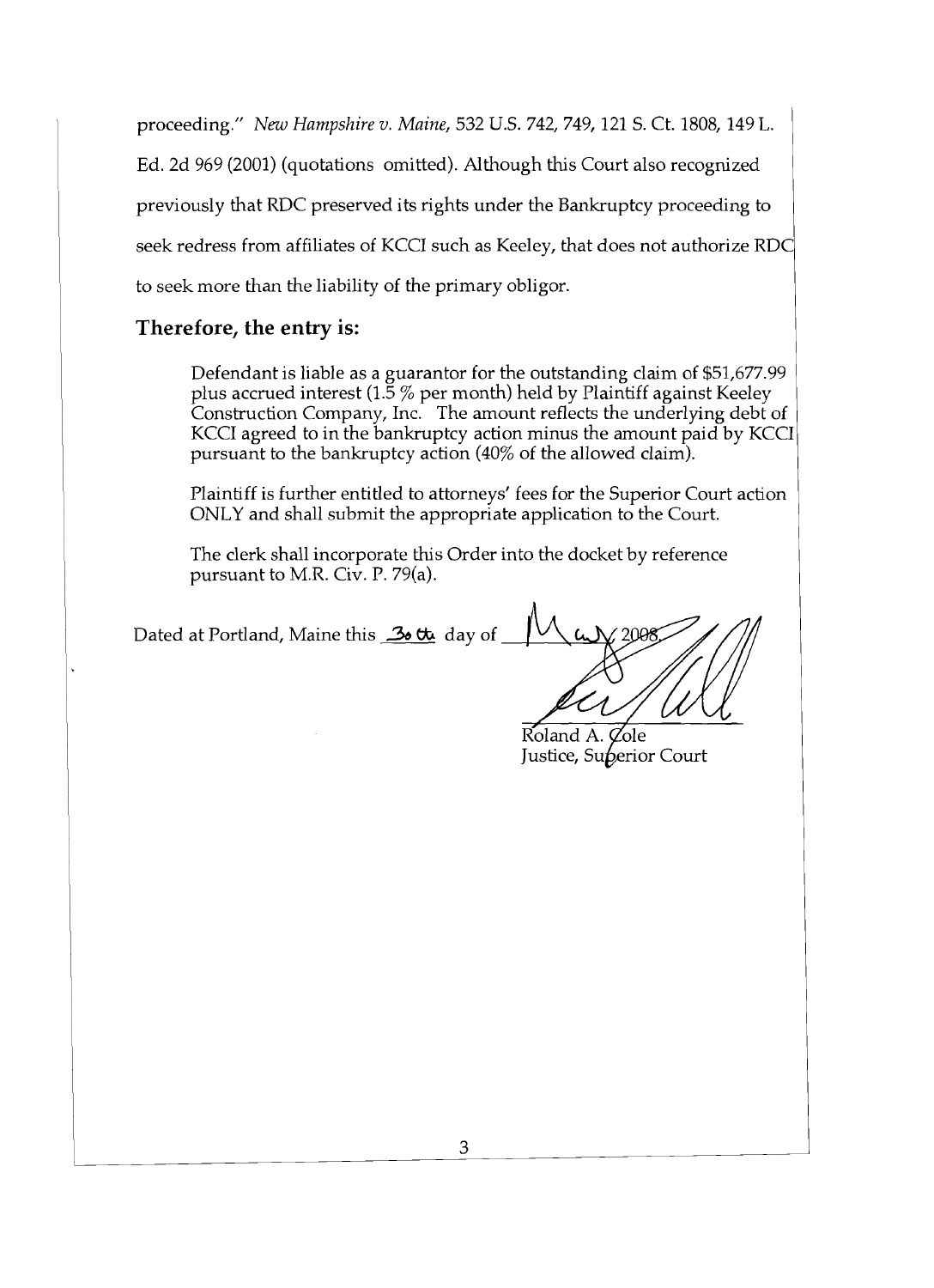proceeding." *New Hampshire v. Maine*, 532 U.S. 742, 749, 121 S. Ct. 1808, 149 L. Ed. 2d 969 (2001) (quotations omitted). Although this Court also recognized previously that RDC preserved its rights under the Bankruptcy proceeding to seek redress from affiliates of KCCI such as Keeley, that does not authorize RDC to seek more than the liability of the primary obligor.

## Therefore, the entry is:

Defendant is liable as a guarantor for the outstanding claim of $51,677.99 plus accrued interest (1.5 % per month) held by Plaintiff against Keeley Construction Company, Inc. The amount reflects the underlying debt of KCCI agreed to in the bankruptcy action minus the amount paid by KCCI pursuant to the bankruptcy action (40% of the allowed claim).

Plaintiff is further entitled to attorneys' fees for the Superior Court action ONLY and shall submit the appropriate application to the Court.

The clerk shall incorporate this Order into the docket by reference pursuant to M.R. Civ. P. 79(a).

Dated at Portland, Maine this 30th day of May 2008.

Roland A. Cole
Justice, Superior Court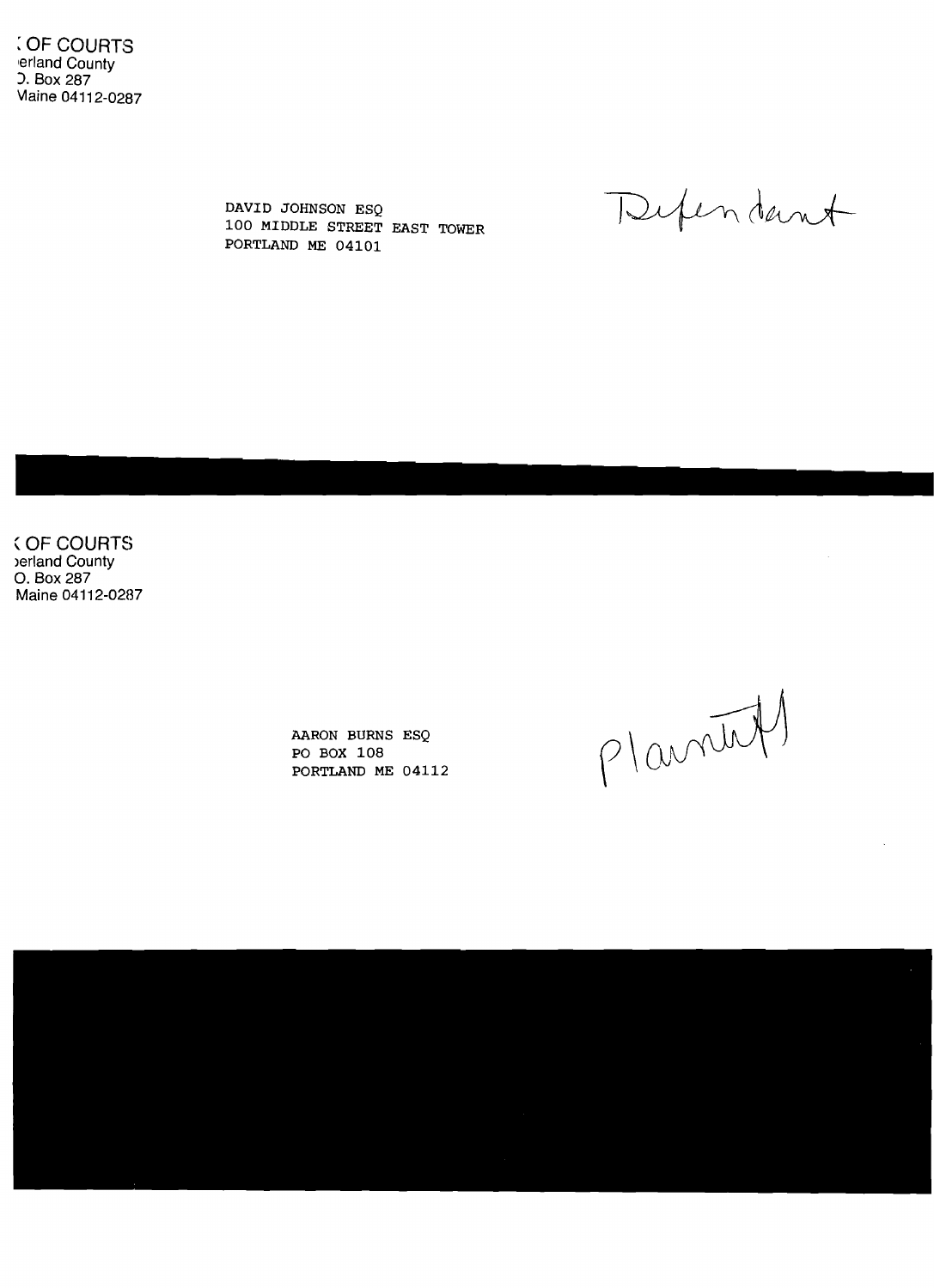: OF COURTS
erland County
). Box 287
Maine 04112-0287

DAVID JOHNSON ESQ
100 MIDDLE STREET EAST TOWER
PORTLAND ME 04101

Defendant

( OF COURTS
berland County
O. Box 287
Maine 04112-0287

AARON BURNS ESQ
PO BOX 108
PORTLAND ME 04112

Plaintiff